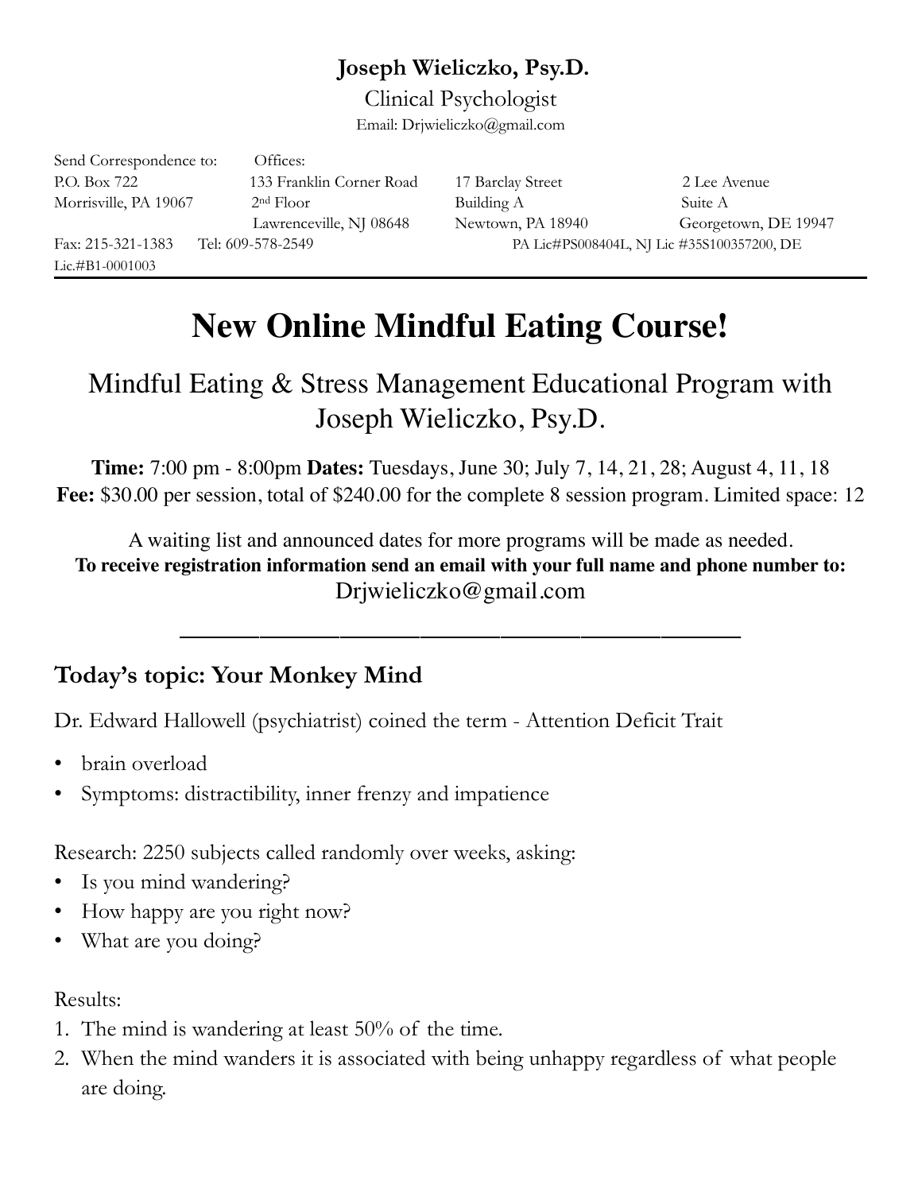**Joseph Wieliczko, Psy.D.**

Clinical Psychologist

Email: Drjwieliczko@gmail.com

Send Correspondence to:
P.O. Box 722
Morrisville, PA 19067

Offices:

133 Franklin Corner Road
2nd Floor
Lawrenceville, NJ 08648

17 Barclay Street
Building A
Newtown, PA 18940

2 Lee Avenue
Suite A
Georgetown, DE 19947

Fax: 215-321-1383 Tel: 609-578-2549 PA Lic#PS008404L, NJ Lic #35S100357200, DE Lic.#B1-0001003

---

# New Online Mindful Eating Course!

## Mindful Eating & Stress Management Educational Program with Joseph Wieliczko, Psy.D.

**Time:** 7:00 pm - 8:00pm **Dates:** Tuesdays, June 30; July 7, 14, 21, 28; August 4, 11, 18
**Fee:** $30.00 per session, total of $240.00 for the complete 8 session program. Limited space: 12

A waiting list and announced dates for more programs will be made as needed.
**To receive registration information send an email with your full name and phone number to:**
Drjwieliczko@gmail.com

---

### Today's topic: Your Monkey Mind

Dr. Edward Hallowell (psychiatrist) coined the term - Attention Deficit Trait

- brain overload
- Symptoms: distractibility, inner frenzy and impatience

Research: 2250 subjects called randomly over weeks, asking:

- Is you mind wandering?
- How happy are you right now?
- What are you doing?

Results:

1. The mind is wandering at least 50% of the time.
2. When the mind wanders it is associated with being unhappy regardless of what people are doing.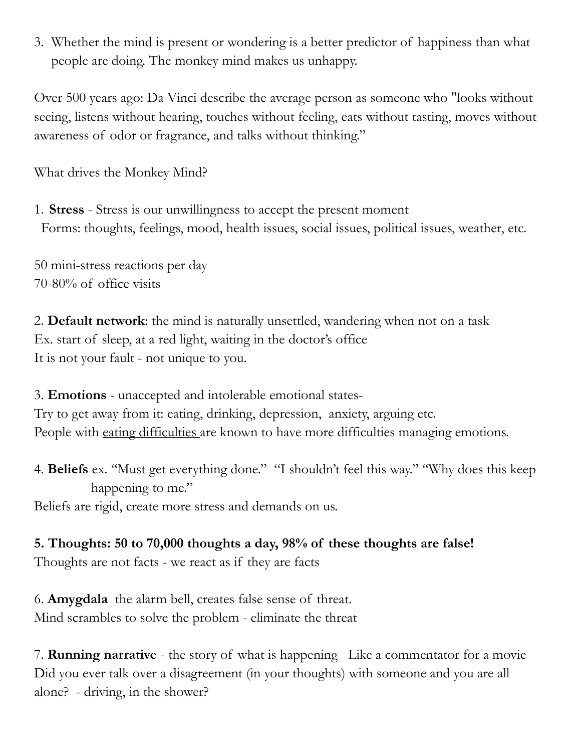3. Whether the mind is present or wondering is a better predictor of happiness than what people are doing. The monkey mind makes us unhappy.

Over 500 years ago: Da Vinci describe the average person as someone who "looks without seeing, listens without hearing, touches without feeling, eats without tasting, moves without awareness of odor or fragrance, and talks without thinking."

What drives the Monkey Mind?

1. **Stress** - Stress is our unwillingness to accept the present moment
   Forms: thoughts, feelings, mood, health issues, social issues, political issues, weather, etc.

50 mini-stress reactions per day
70-80% of office visits

2. **Default network**: the mind is naturally unsettled, wandering when not on a task
Ex. start of sleep, at a red light, waiting in the doctor's office
It is not your fault - not unique to you.

3. **Emotions** - unaccepted and intolerable emotional states-
Try to get away from it: eating, drinking, depression, anxiety, arguing etc.
People with <u>eating difficulties</u> are known to have more difficulties managing emotions.

4. **Beliefs** ex. "Must get everything done." "I shouldn't feel this way." "Why does this keep happening to me."
Beliefs are rigid, create more stress and demands on us.

**5. Thoughts: 50 to 70,000 thoughts a day, 98% of these thoughts are false!**
Thoughts are not facts - we react as if they are facts

6. **Amygdala** the alarm bell, creates false sense of threat.
Mind scrambles to solve the problem - eliminate the threat

7. **Running narrative** - the story of what is happening Like a commentator for a movie
Did you ever talk over a disagreement (in your thoughts) with someone and you are all alone? - driving, in the shower?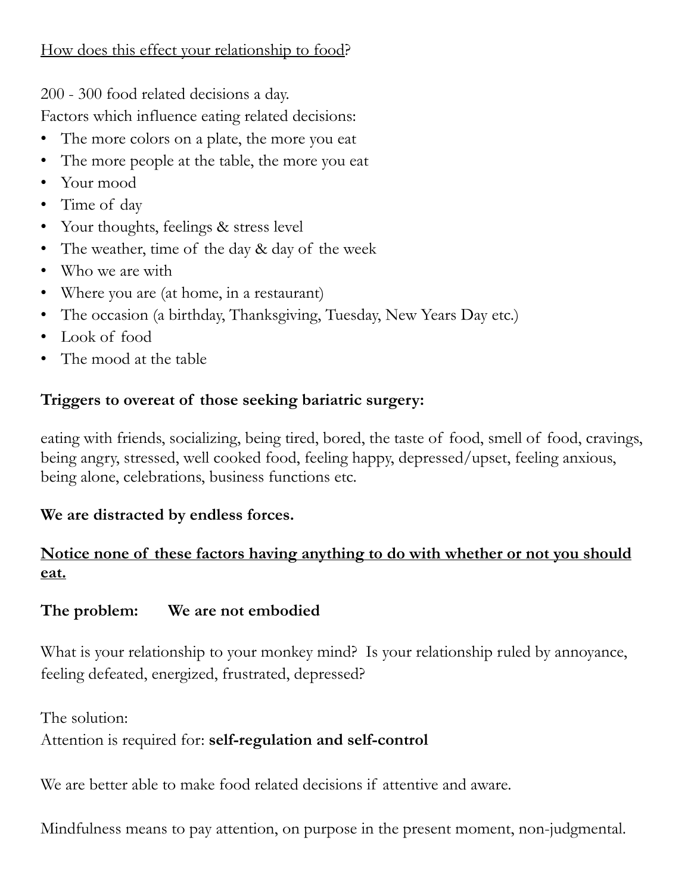<u>How does this effect your relationship to food</u>?

200 - 300 food related decisions a day.
Factors which influence eating related decisions:

- The more colors on a plate, the more you eat
- The more people at the table, the more you eat
- Your mood
- Time of day
- Your thoughts, feelings & stress level
- The weather, time of the day & day of the week
- Who we are with
- Where you are (at home, in a restaurant)
- The occasion (a birthday, Thanksgiving, Tuesday, New Years Day etc.)
- Look of food
- The mood at the table

**Triggers to overeat of those seeking bariatric surgery:**

eating with friends, socializing, being tired, bored, the taste of food, smell of food, cravings, being angry, stressed, well cooked food, feeling happy, depressed/upset, feeling anxious, being alone, celebrations, business functions etc.

**We are distracted by endless forces.**

**<u>Notice none of these factors having anything to do with whether or not you should eat.</u>**

**The problem: We are not embodied**

What is your relationship to your monkey mind? Is your relationship ruled by annoyance, feeling defeated, energized, frustrated, depressed?

The solution:
Attention is required for: **self-regulation and self-control**

We are better able to make food related decisions if attentive and aware.

Mindfulness means to pay attention, on purpose in the present moment, non-judgmental.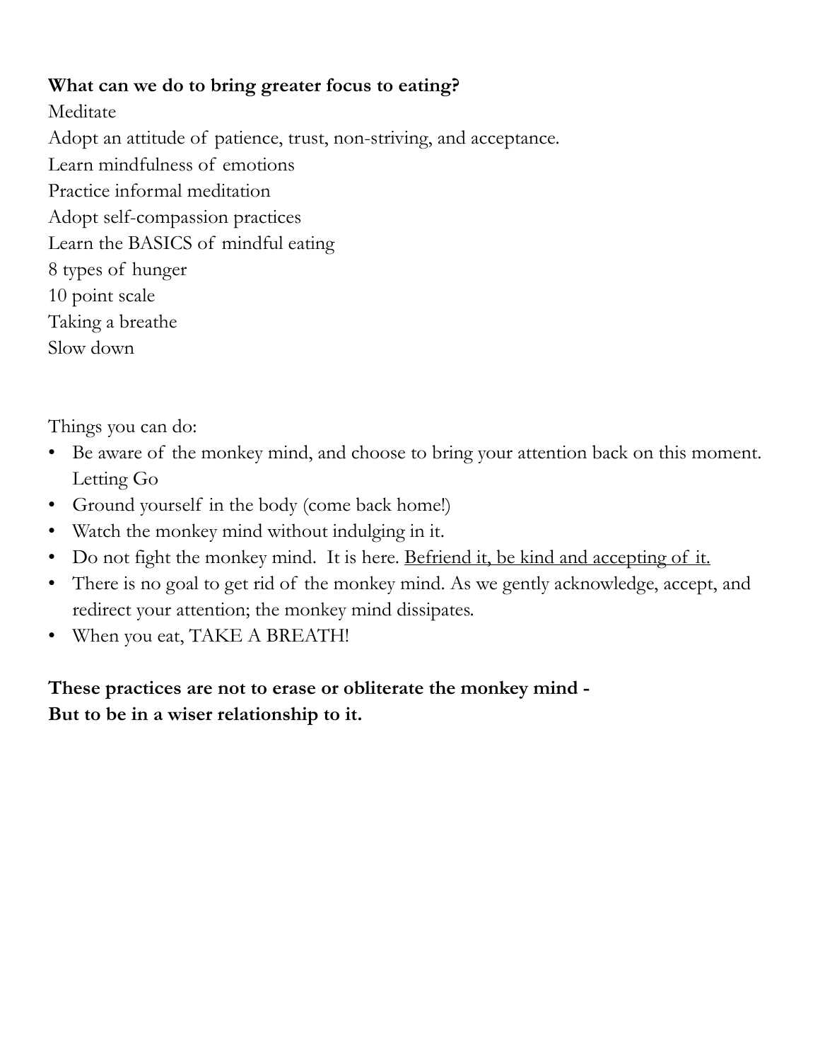**What can we do to bring greater focus to eating?**

Meditate
Adopt an attitude of patience, trust, non-striving, and acceptance.
Learn mindfulness of emotions
Practice informal meditation
Adopt self-compassion practices
Learn the BASICS of mindful eating
8 types of hunger
10 point scale
Taking a breathe
Slow down

Things you can do:

- Be aware of the monkey mind, and choose to bring your attention back on this moment. Letting Go
- Ground yourself in the body (come back home!)
- Watch the monkey mind without indulging in it.
- Do not fight the monkey mind. It is here. <u>Befriend it, be kind and accepting of it.</u>
- There is no goal to get rid of the monkey mind. As we gently acknowledge, accept, and redirect your attention; the monkey mind dissipates.
- When you eat, TAKE A BREATH!

**These practices are not to erase or obliterate the monkey mind -**
**But to be in a wiser relationship to it.**